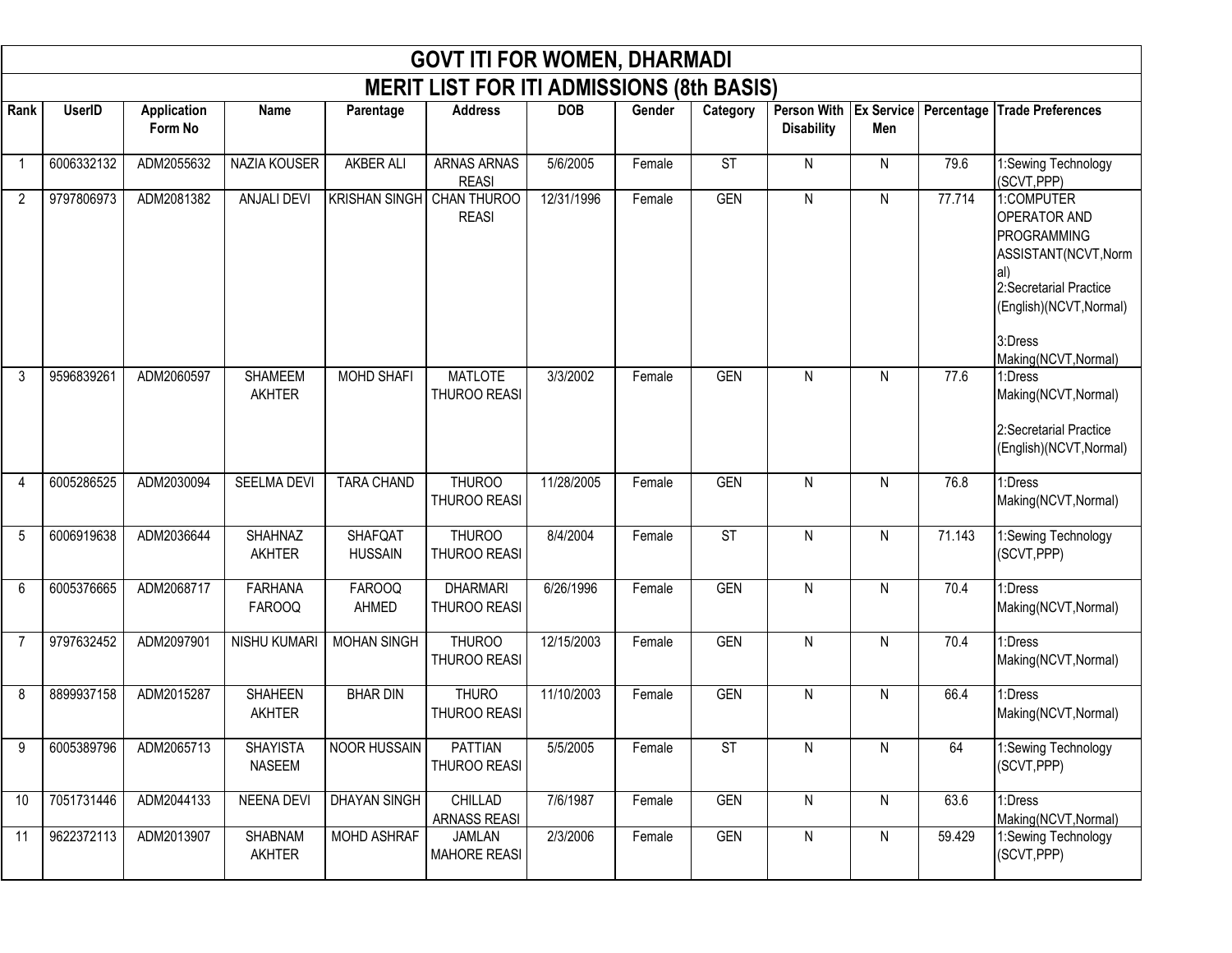# GOVT ITI FOR WOMEN, DHARMADI

## MERIT LIST FOR ITI ADMISSIONS (8th BASIS)

| Rank | UserID | Application Form No | Name | Parentage | Address | DOB | Gender | Category | Person With Disability | Ex Service Men | Percentage | Trade Preferences |
|---|---|---|---|---|---|---|---|---|---|---|---|---|
| 1 | 6006332132 | ADM2055632 | NAZIA KOUSER | AKBER ALI | ARNAS ARNAS REASI | 5/6/2005 | Female | ST | N | N | 79.6 | 1:Sewing Technology (SCVT,PPP) |
| 2 | 9797806973 | ADM2081382 | ANJALI DEVI | KRISHAN SINGH | CHAN THUROO REASI | 12/31/1996 | Female | GEN | N | N | 77.714 | 1:COMPUTER OPERATOR AND PROGRAMMING ASSISTANT(NCVT,Normal) 2:Secretarial Practice (English)(NCVT,Normal) 3:Dress Making(NCVT,Normal) |
| 3 | 9596839261 | ADM2060597 | SHAMEEM AKHTER | MOHD SHAFI | MATLOTE THUROO REASI | 3/3/2002 | Female | GEN | N | N | 77.6 | 1:Dress Making(NCVT,Normal) 2:Secretarial Practice (English)(NCVT,Normal) |
| 4 | 6005286525 | ADM2030094 | SEELMA DEVI | TARA CHAND | THUROO THUROO REASI | 11/28/2005 | Female | GEN | N | N | 76.8 | 1:Dress Making(NCVT,Normal) |
| 5 | 6006919638 | ADM2036644 | SHAHNAZ AKHTER | SHAFQAT HUSSAIN | THUROO THUROO REASI | 8/4/2004 | Female | ST | N | N | 71.143 | 1:Sewing Technology (SCVT,PPP) |
| 6 | 6005376665 | ADM2068717 | FARHANA FAROOQ | FAROOQ AHMED | DHARMARI THUROO REASI | 6/26/1996 | Female | GEN | N | N | 70.4 | 1:Dress Making(NCVT,Normal) |
| 7 | 9797632452 | ADM2097901 | NISHU KUMARI | MOHAN SINGH | THUROO THUROO REASI | 12/15/2003 | Female | GEN | N | N | 70.4 | 1:Dress Making(NCVT,Normal) |
| 8 | 8899937158 | ADM2015287 | SHAHEEN AKHTER | BHAR DIN | THURO THUROO REASI | 11/10/2003 | Female | GEN | N | N | 66.4 | 1:Dress Making(NCVT,Normal) |
| 9 | 6005389796 | ADM2065713 | SHAYISTA NASEEM | NOOR HUSSAIN | PATTIAN THUROO REASI | 5/5/2005 | Female | ST | N | N | 64 | 1:Sewing Technology (SCVT,PPP) |
| 10 | 7051731446 | ADM2044133 | NEENA DEVI | DHAYAN SINGH | CHILLAD ARNASS REASI | 7/6/1987 | Female | GEN | N | N | 63.6 | 1:Dress Making(NCVT,Normal) |
| 11 | 9622372113 | ADM2013907 | SHABNAM AKHTER | MOHD ASHRAF | JAMLAN MAHORE REASI | 2/3/2006 | Female | GEN | N | N | 59.429 | 1:Sewing Technology (SCVT,PPP) |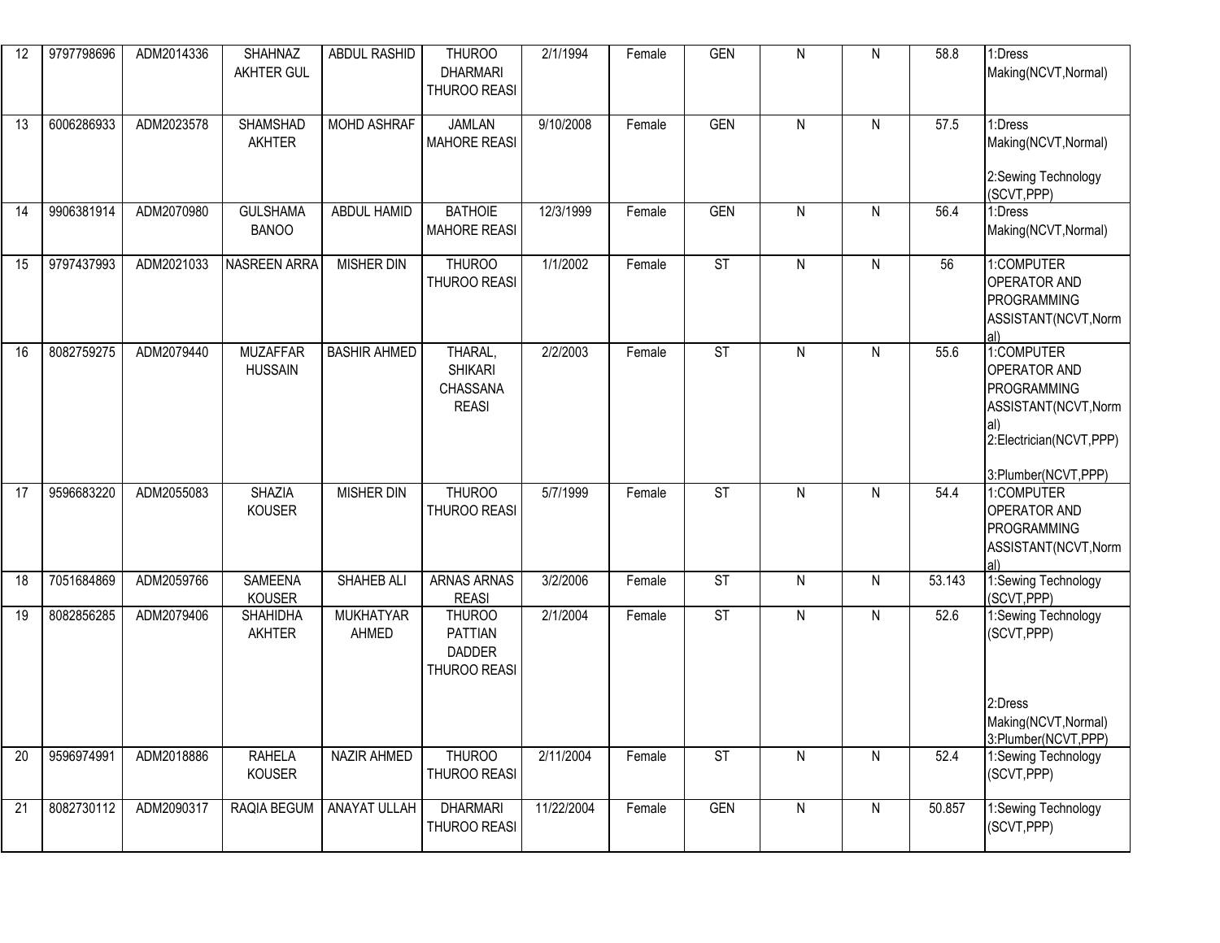| | | | | | | | | | | | | |
|---|---|---|---|---|---|---|---|---|---|---|---|---|
| 12 | 9797798696 | ADM2014336 | SHAHNAZ AKHTER GUL | ABDUL RASHID | THUROO DHARMARI THUROO REASI | 2/1/1994 | Female | GEN | N | N | 58.8 | 1:Dress Making(NCVT,Normal) |
| 13 | 6006286933 | ADM2023578 | SHAMSHAD AKHTER | MOHD ASHRAF | JAMLAN MAHORE REASI | 9/10/2008 | Female | GEN | N | N | 57.5 | 1:Dress Making(NCVT,Normal) 2:Sewing Technology (SCVT,PPP) |
| 14 | 9906381914 | ADM2070980 | GULSHAMA BANOO | ABDUL HAMID | BATHOIE MAHORE REASI | 12/3/1999 | Female | GEN | N | N | 56.4 | 1:Dress Making(NCVT,Normal) |
| 15 | 9797437993 | ADM2021033 | NASREEN ARRA | MISHER DIN | THUROO THUROO REASI | 1/1/2002 | Female | ST | N | N | 56 | 1:COMPUTER OPERATOR AND PROGRAMMING ASSISTANT(NCVT,Normal) |
| 16 | 8082759275 | ADM2079440 | MUZAFFAR HUSSAIN | BASHIR AHMED | THARAL, SHIKARI CHASSANA REASI | 2/2/2003 | Female | ST | N | N | 55.6 | 1:COMPUTER OPERATOR AND PROGRAMMING ASSISTANT(NCVT,Normal) 2:Electrician(NCVT,PPP) 3:Plumber(NCVT,PPP) |
| 17 | 9596683220 | ADM2055083 | SHAZIA KOUSER | MISHER DIN | THUROO THUROO REASI | 5/7/1999 | Female | ST | N | N | 54.4 | 1:COMPUTER OPERATOR AND PROGRAMMING ASSISTANT(NCVT,Normal) |
| 18 | 7051684869 | ADM2059766 | SAMEENA KOUSER | SHAHEB ALI | ARNAS ARNAS REASI | 3/2/2006 | Female | ST | N | N | 53.143 | 1:Sewing Technology (SCVT,PPP) |
| 19 | 8082856285 | ADM2079406 | SHAHIDHA AKHTER | MUKHATYAR AHMED | THUROO PATTIAN DADDER THUROO REASI | 2/1/2004 | Female | ST | N | N | 52.6 | 1:Sewing Technology (SCVT,PPP) 2:Dress Making(NCVT,Normal) 3:Plumber(NCVT,PPP) |
| 20 | 9596974991 | ADM2018886 | RAHELA KOUSER | NAZIR AHMED | THUROO THUROO REASI | 2/11/2004 | Female | ST | N | N | 52.4 | 1:Sewing Technology (SCVT,PPP) |
| 21 | 8082730112 | ADM2090317 | RAQIA BEGUM | ANAYAT ULLAH | DHARMARI THUROO REASI | 11/22/2004 | Female | GEN | N | N | 50.857 | 1:Sewing Technology (SCVT,PPP) |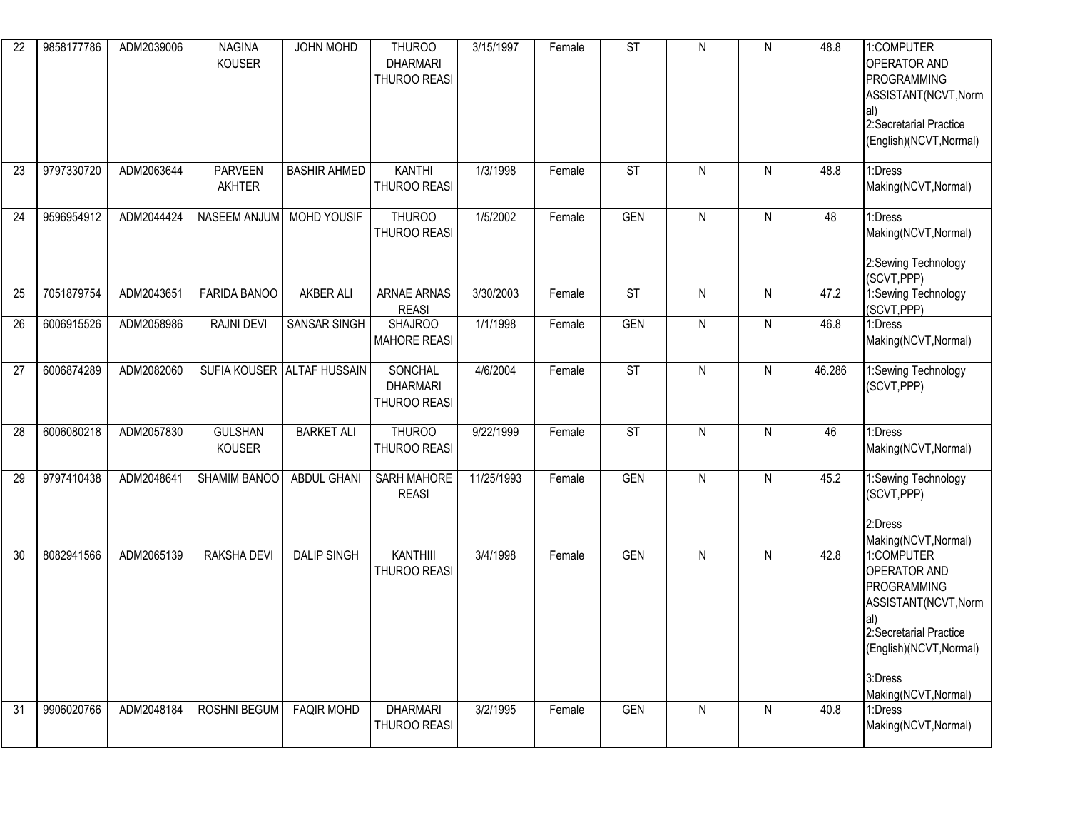| 22 | 9858177786 | ADM2039006 | NAGINA KOUSER | JOHN MOHD | THUROO DHARMARI THUROO REASI | 3/15/1997 | Female | ST | N | N | 48.8 | 1:COMPUTER OPERATOR AND PROGRAMMING ASSISTANT(NCVT,Normal)<br>2:Secretarial Practice (English)(NCVT,Normal) |
|---|---|---|---|---|---|---|---|---|---|---|---|---|
| 23 | 9797330720 | ADM2063644 | PARVEEN AKHTER | BASHIR AHMED | KANTHI THUROO REASI | 1/3/1998 | Female | ST | N | N | 48.8 | 1:Dress Making(NCVT,Normal) |
| 24 | 9596954912 | ADM2044424 | NASEEM ANJUM | MOHD YOUSIF | THUROO THUROO REASI | 1/5/2002 | Female | GEN | N | N | 48 | 1:Dress Making(NCVT,Normal)<br>2:Sewing Technology (SCVT,PPP) |
| 25 | 7051879754 | ADM2043651 | FARIDA BANOO | AKBER ALI | ARNAE ARNAS REASI | 3/30/2003 | Female | ST | N | N | 47.2 | 1:Sewing Technology (SCVT,PPP) |
| 26 | 6006915526 | ADM2058986 | RAJNI DEVI | SANSAR SINGH | SHAJROO MAHORE REASI | 1/1/1998 | Female | GEN | N | N | 46.8 | 1:Dress Making(NCVT,Normal) |
| 27 | 6006874289 | ADM2082060 | SUFIA KOUSER | ALTAF HUSSAIN | SONCHAL DHARMARI THUROO REASI | 4/6/2004 | Female | ST | N | N | 46.286 | 1:Sewing Technology (SCVT,PPP) |
| 28 | 6006080218 | ADM2057830 | GULSHAN KOUSER | BARKET ALI | THUROO THUROO REASI | 9/22/1999 | Female | ST | N | N | 46 | 1:Dress Making(NCVT,Normal) |
| 29 | 9797410438 | ADM2048641 | SHAMIM BANOO | ABDUL GHANI | SARH MAHORE REASI | 11/25/1993 | Female | GEN | N | N | 45.2 | 1:Sewing Technology (SCVT,PPP)<br>2:Dress Making(NCVT,Normal) |
| 30 | 8082941566 | ADM2065139 | RAKSHA DEVI | DALIP SINGH | KANTHIII THUROO REASI | 3/4/1998 | Female | GEN | N | N | 42.8 | 1:COMPUTER OPERATOR AND PROGRAMMING ASSISTANT(NCVT,Normal)<br>2:Secretarial Practice (English)(NCVT,Normal)<br>3:Dress Making(NCVT,Normal) |
| 31 | 9906020766 | ADM2048184 | ROSHNI BEGUM | FAQIR MOHD | DHARMARI THUROO REASI | 3/2/1995 | Female | GEN | N | N | 40.8 | 1:Dress Making(NCVT,Normal) |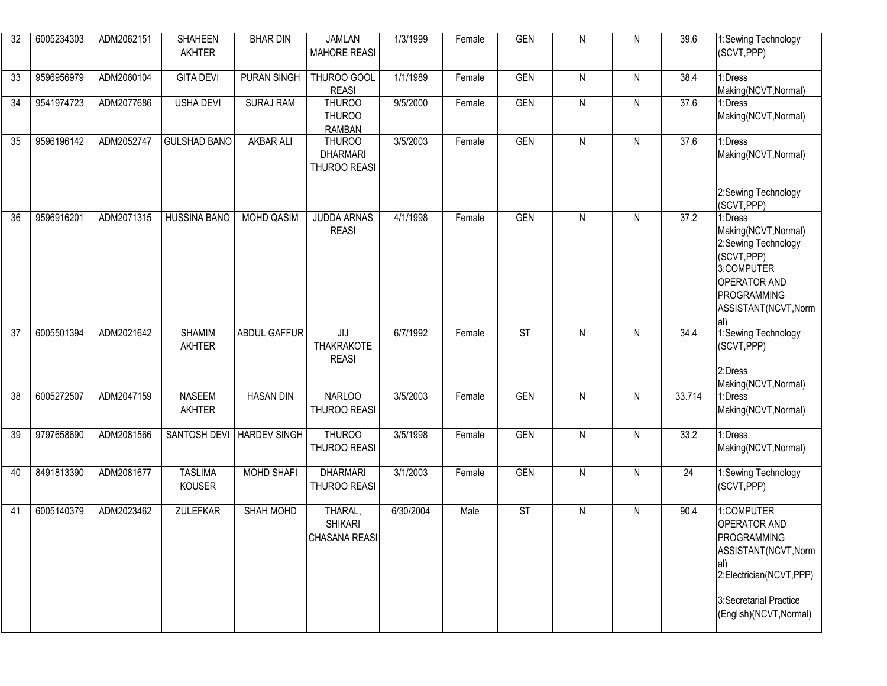| 32 | 6005234303 | ADM2062151 | SHAHEEN AKHTER | BHAR DIN | JAMLAN MAHORE REASI | 1/3/1999 | Female | GEN | N | N | 39.6 | 1:Sewing Technology (SCVT,PPP) |
|---|---|---|---|---|---|---|---|---|---|---|---|---|
| 33 | 9596956979 | ADM2060104 | GITA DEVI | PURAN SINGH | THUROO GOOL REASI | 1/1/1989 | Female | GEN | N | N | 38.4 | 1:Dress Making(NCVT,Normal) |
| 34 | 9541974723 | ADM2077686 | USHA DEVI | SURAJ RAM | THUROO THUROO RAMBAN | 9/5/2000 | Female | GEN | N | N | 37.6 | 1:Dress Making(NCVT,Normal) |
| 35 | 9596196142 | ADM2052747 | GULSHAD BANO | AKBAR ALI | THUROO DHARMARI THUROO REASI | 3/5/2003 | Female | GEN | N | N | 37.6 | 1:Dress Making(NCVT,Normal) 2:Sewing Technology (SCVT,PPP) |
| 36 | 9596916201 | ADM2071315 | HUSSINA BANO | MOHD QASIM | JUDDA ARNAS REASI | 4/1/1998 | Female | GEN | N | N | 37.2 | 1:Dress Making(NCVT,Normal) 2:Sewing Technology (SCVT,PPP) 3:COMPUTER OPERATOR AND PROGRAMMING ASSISTANT(NCVT,Normal) |
| 37 | 6005501394 | ADM2021642 | SHAMIM AKHTER | ABDUL GAFFUR | JIJ THAKRAKOTE REASI | 6/7/1992 | Female | ST | N | N | 34.4 | 1:Sewing Technology (SCVT,PPP) 2:Dress Making(NCVT,Normal) |
| 38 | 6005272507 | ADM2047159 | NASEEM AKHTER | HASAN DIN | NARLOO THUROO REASI | 3/5/2003 | Female | GEN | N | N | 33.714 | 1:Dress Making(NCVT,Normal) |
| 39 | 9797658690 | ADM2081566 | SANTOSH DEVI | HARDEV SINGH | THUROO THUROO REASI | 3/5/1998 | Female | GEN | N | N | 33.2 | 1:Dress Making(NCVT,Normal) |
| 40 | 8491813390 | ADM2081677 | TASLIMA KOUSER | MOHD SHAFI | DHARMARI THUROO REASI | 3/1/2003 | Female | GEN | N | N | 24 | 1:Sewing Technology (SCVT,PPP) |
| 41 | 6005140379 | ADM2023462 | ZULEFKAR | SHAH MOHD | THARAL, SHIKARI CHASANA REASI | 6/30/2004 | Male | ST | N | N | 90.4 | 1:COMPUTER OPERATOR AND PROGRAMMING ASSISTANT(NCVT,Normal) 2:Electrician(NCVT,PPP) 3:Secretarial Practice (English)(NCVT,Normal) |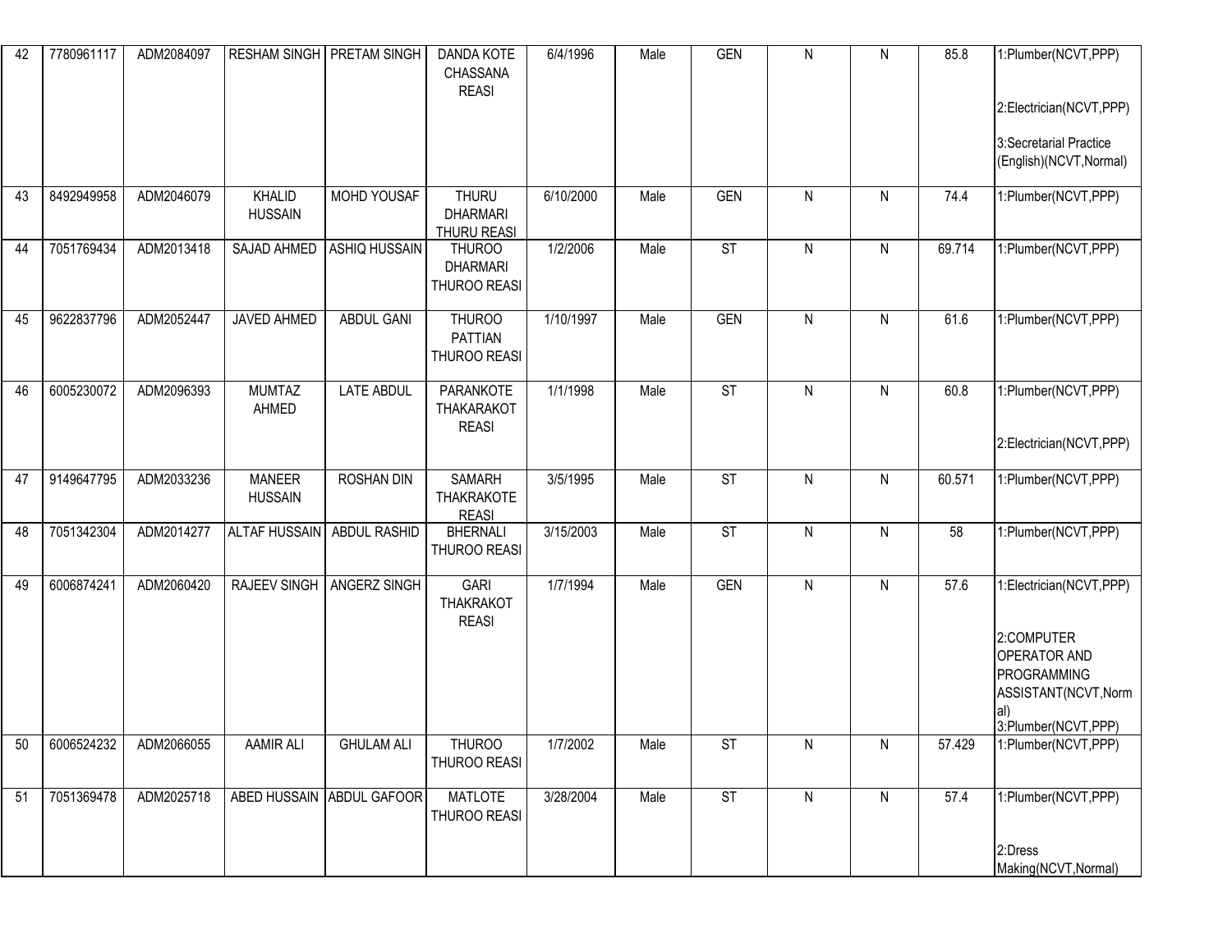| 42 | 7780961117 | ADM2084097 | RESHAM SINGH | PRETAM SINGH | DANDA KOTE CHASSANA REASI | 6/4/1996 | Male | GEN | N | N | 85.8 | 1:Plumber(NCVT,PPP) 2:Electrician(NCVT,PPP) 3:Secretarial Practice (English)(NCVT,Normal) |
|---|---|---|---|---|---|---|---|---|---|---|---|---|
| 43 | 8492949958 | ADM2046079 | KHALID HUSSAIN | MOHD YOUSAF | THURU DHARMARI THURU REASI | 6/10/2000 | Male | GEN | N | N | 74.4 | 1:Plumber(NCVT,PPP) |
| 44 | 7051769434 | ADM2013418 | SAJAD AHMED | ASHIQ HUSSAIN | THUROO DHARMARI THUROO REASI | 1/2/2006 | Male | ST | N | N | 69.714 | 1:Plumber(NCVT,PPP) |
| 45 | 9622837796 | ADM2052447 | JAVED AHMED | ABDUL GANI | THUROO PATTIAN THUROO REASI | 1/10/1997 | Male | GEN | N | N | 61.6 | 1:Plumber(NCVT,PPP) |
| 46 | 6005230072 | ADM2096393 | MUMTAZ AHMED | LATE ABDUL | PARANKOTE THAKARAKOT REASI | 1/1/1998 | Male | ST | N | N | 60.8 | 1:Plumber(NCVT,PPP) 2:Electrician(NCVT,PPP) |
| 47 | 9149647795 | ADM2033236 | MANEER HUSSAIN | ROSHAN DIN | SAMARH THAKRAKOTE REASI | 3/5/1995 | Male | ST | N | N | 60.571 | 1:Plumber(NCVT,PPP) |
| 48 | 7051342304 | ADM2014277 | ALTAF HUSSAIN | ABDUL RASHID | BHERNALI THUROO REASI | 3/15/2003 | Male | ST | N | N | 58 | 1:Plumber(NCVT,PPP) |
| 49 | 6006874241 | ADM2060420 | RAJEEV SINGH | ANGERZ SINGH | GARI THAKRAKOT REASI | 1/7/1994 | Male | GEN | N | N | 57.6 | 1:Electrician(NCVT,PPP) 2:COMPUTER OPERATOR AND PROGRAMMING ASSISTANT(NCVT,Normal) 3:Plumber(NCVT,PPP) |
| 50 | 6006524232 | ADM2066055 | AAMIR ALI | GHULAM ALI | THUROO THUROO REASI | 1/7/2002 | Male | ST | N | N | 57.429 | 1:Plumber(NCVT,PPP) |
| 51 | 7051369478 | ADM2025718 | ABED HUSSAIN | ABDUL GAFOOR | MATLOTE THUROO REASI | 3/28/2004 | Male | ST | N | N | 57.4 | 1:Plumber(NCVT,PPP) 2:Dress Making(NCVT,Normal) |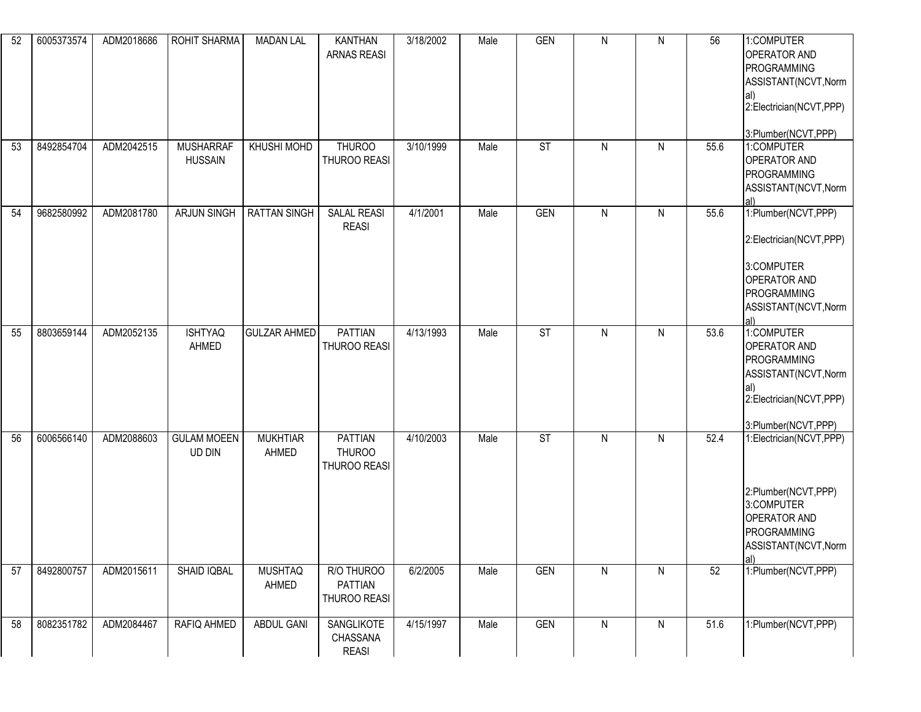| 52 | 6005373574 | ADM2018686 | ROHIT SHARMA | MADAN LAL | KANTHAN ARNAS REASI | 3/18/2002 | Male | GEN | N | N | 56 | 1:COMPUTER OPERATOR AND PROGRAMMING ASSISTANT(NCVT,Normal) 2:Electrician(NCVT,PPP) 3:Plumber(NCVT,PPP) |
|---|---|---|---|---|---|---|---|---|---|---|---|---|
| 53 | 8492854704 | ADM2042515 | MUSHARRAF HUSSAIN | KHUSHI MOHD | THUROO THUROO REASI | 3/10/1999 | Male | ST | N | N | 55.6 | 1:COMPUTER OPERATOR AND PROGRAMMING ASSISTANT(NCVT,Normal) |
| 54 | 9682580992 | ADM2081780 | ARJUN SINGH | RATTAN SINGH | SALAL REASI REASI | 4/1/2001 | Male | GEN | N | N | 55.6 | 1:Plumber(NCVT,PPP) 2:Electrician(NCVT,PPP) 3:COMPUTER OPERATOR AND PROGRAMMING ASSISTANT(NCVT,Normal) |
| 55 | 8803659144 | ADM2052135 | ISHTYAQ AHMED | GULZAR AHMED | PATTIAN THUROO REASI | 4/13/1993 | Male | ST | N | N | 53.6 | 1:COMPUTER OPERATOR AND PROGRAMMING ASSISTANT(NCVT,Normal) 2:Electrician(NCVT,PPP) 3:Plumber(NCVT,PPP) |
| 56 | 6006566140 | ADM2088603 | GULAM MOEEN UD DIN | MUKHTIAR AHMED | PATTIAN THUROO THUROO REASI | 4/10/2003 | Male | ST | N | N | 52.4 | 1:Electrician(NCVT,PPP) 2:Plumber(NCVT,PPP) 3:COMPUTER OPERATOR AND PROGRAMMING ASSISTANT(NCVT,Normal) |
| 57 | 8492800757 | ADM2015611 | SHAID IQBAL | MUSHTAQ AHMED | R/O THUROO PATTIAN THUROO REASI | 6/2/2005 | Male | GEN | N | N | 52 | 1:Plumber(NCVT,PPP) |
| 58 | 8082351782 | ADM2084467 | RAFIQ AHMED | ABDUL GANI | SANGLIKOTE CHASSANA REASI | 4/15/1997 | Male | GEN | N | N | 51.6 | 1:Plumber(NCVT,PPP) |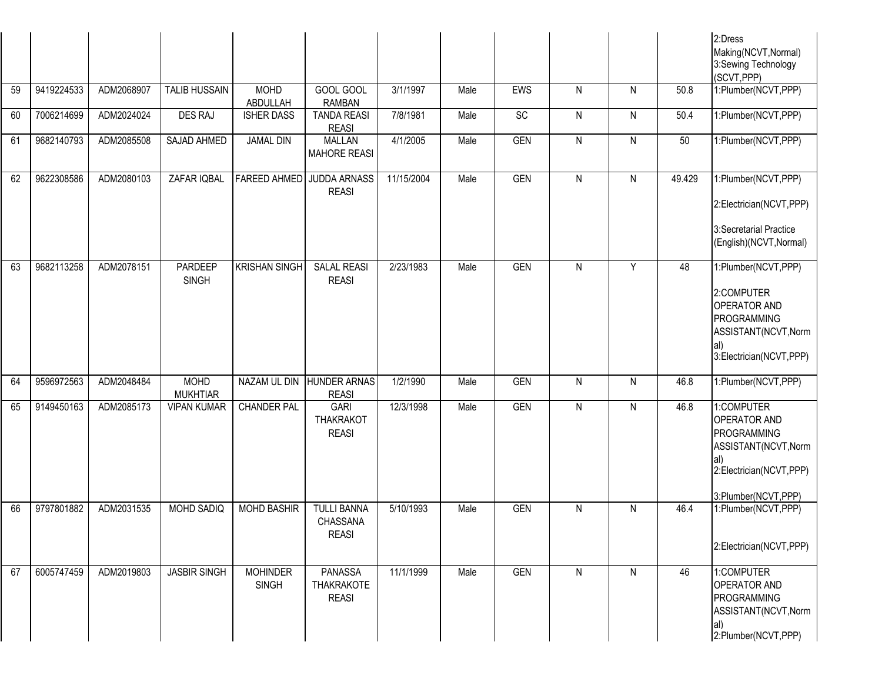| | | | | | | | | | | | | |
|---|---|---|---|---|---|---|---|---|---|---|---|---|
| | | | | | | | | | | | | 2:Dress Making(NCVT,Normal) 3:Sewing Technology (SCVT,PPP) |
| 59 | 9419224533 | ADM2068907 | TALIB HUSSAIN | MOHD ABDULLAH | GOOL GOOL RAMBAN | 3/1/1997 | Male | EWS | N | N | 50.8 | 1:Plumber(NCVT,PPP) |
| 60 | 7006214699 | ADM2024024 | DES RAJ | ISHER DASS | TANDA REASI REASI | 7/8/1981 | Male | SC | N | N | 50.4 | 1:Plumber(NCVT,PPP) |
| 61 | 9682140793 | ADM2085508 | SAJAD AHMED | JAMAL DIN | MALLAN MAHORE REASI | 4/1/2005 | Male | GEN | N | N | 50 | 1:Plumber(NCVT,PPP) |
| 62 | 9622308586 | ADM2080103 | ZAFAR IQBAL | FAREED AHMED | JUDDA ARNASS REASI | 11/15/2004 | Male | GEN | N | N | 49.429 | 1:Plumber(NCVT,PPP) 2:Electrician(NCVT,PPP) 3:Secretarial Practice (English)(NCVT,Normal) |
| 63 | 9682113258 | ADM2078151 | PARDEEP SINGH | KRISHAN SINGH | SALAL REASI REASI | 2/23/1983 | Male | GEN | N | Y | 48 | 1:Plumber(NCVT,PPP) 2:COMPUTER OPERATOR AND PROGRAMMING ASSISTANT(NCVT,Normal) 3:Electrician(NCVT,PPP) |
| 64 | 9596972563 | ADM2048484 | MOHD MUKHTIAR | NAZAM UL DIN | HUNDER ARNAS REASI | 1/2/1990 | Male | GEN | N | N | 46.8 | 1:Plumber(NCVT,PPP) |
| 65 | 9149450163 | ADM2085173 | VIPAN KUMAR | CHANDER PAL | GARI THAKRAKOT REASI | 12/3/1998 | Male | GEN | N | N | 46.8 | 1:COMPUTER OPERATOR AND PROGRAMMING ASSISTANT(NCVT,Normal) 2:Electrician(NCVT,PPP) 3:Plumber(NCVT,PPP) |
| 66 | 9797801882 | ADM2031535 | MOHD SADIQ | MOHD BASHIR | TULLI BANNA CHASSANA REASI | 5/10/1993 | Male | GEN | N | N | 46.4 | 1:Plumber(NCVT,PPP) 2:Electrician(NCVT,PPP) |
| 67 | 6005747459 | ADM2019803 | JASBIR SINGH | MOHINDER SINGH | PANASSA THAKRAKOTE REASI | 11/1/1999 | Male | GEN | N | N | 46 | 1:COMPUTER OPERATOR AND PROGRAMMING ASSISTANT(NCVT,Normal) 2:Plumber(NCVT,PPP) |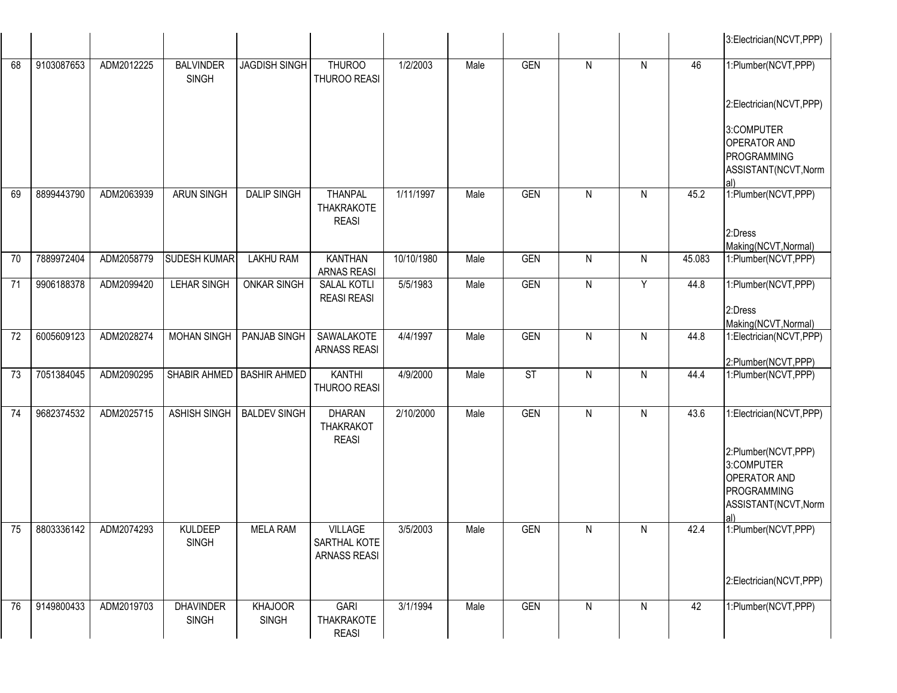| | | | | | | | | | | | | |
|---|---|---|---|---|---|---|---|---|---|---|---|---|
| | | | | | | | | | | | | 3:Electrician(NCVT,PPP) |
| 68 | 9103087653 | ADM2012225 | BALVINDER SINGH | JAGDISH SINGH | THUROO THUROO REASI | 1/2/2003 | Male | GEN | N | N | 46 | 1:Plumber(NCVT,PPP)<br><br>2:Electrician(NCVT,PPP)<br><br>3:COMPUTER OPERATOR AND PROGRAMMING ASSISTANT(NCVT,Normal) |
| 69 | 8899443790 | ADM2063939 | ARUN SINGH | DALIP SINGH | THANPAL THAKRAKOTE REASI | 1/11/1997 | Male | GEN | N | N | 45.2 | 1:Plumber(NCVT,PPP)<br><br>2:Dress Making(NCVT,Normal) |
| 70 | 7889972404 | ADM2058779 | SUDESH KUMAR | LAKHU RAM | KANTHAN ARNAS REASI | 10/10/1980 | Male | GEN | N | N | 45.083 | 1:Plumber(NCVT,PPP) |
| 71 | 9906188378 | ADM2099420 | LEHAR SINGH | ONKAR SINGH | SALAL KOTLI REASI REASI | 5/5/1983 | Male | GEN | N | Y | 44.8 | 1:Plumber(NCVT,PPP)<br><br>2:Dress Making(NCVT,Normal) |
| 72 | 6005609123 | ADM2028274 | MOHAN SINGH | PANJAB SINGH | SAWALAKOTE ARNASS REASI | 4/4/1997 | Male | GEN | N | N | 44.8 | 1:Electrician(NCVT,PPP)<br><br>2:Plumber(NCVT,PPP) |
| 73 | 7051384045 | ADM2090295 | SHABIR AHMED | BASHIR AHMED | KANTHI THUROO REASI | 4/9/2000 | Male | ST | N | N | 44.4 | 1:Plumber(NCVT,PPP) |
| 74 | 9682374532 | ADM2025715 | ASHISH SINGH | BALDEV SINGH | DHARAN THAKRAKOT REASI | 2/10/2000 | Male | GEN | N | N | 43.6 | 1:Electrician(NCVT,PPP)<br><br>2:Plumber(NCVT,PPP)<br>3:COMPUTER OPERATOR AND PROGRAMMING ASSISTANT(NCVT,Normal) |
| 75 | 8803336142 | ADM2074293 | KULDEEP SINGH | MELA RAM | VILLAGE SARTHAL KOTE ARNASS REASI | 3/5/2003 | Male | GEN | N | N | 42.4 | 1:Plumber(NCVT,PPP)<br><br>2:Electrician(NCVT,PPP) |
| 76 | 9149800433 | ADM2019703 | DHAVINDER SINGH | KHAJOOR SINGH | GARI THAKRAKOTE REASI | 3/1/1994 | Male | GEN | N | N | 42 | 1:Plumber(NCVT,PPP) |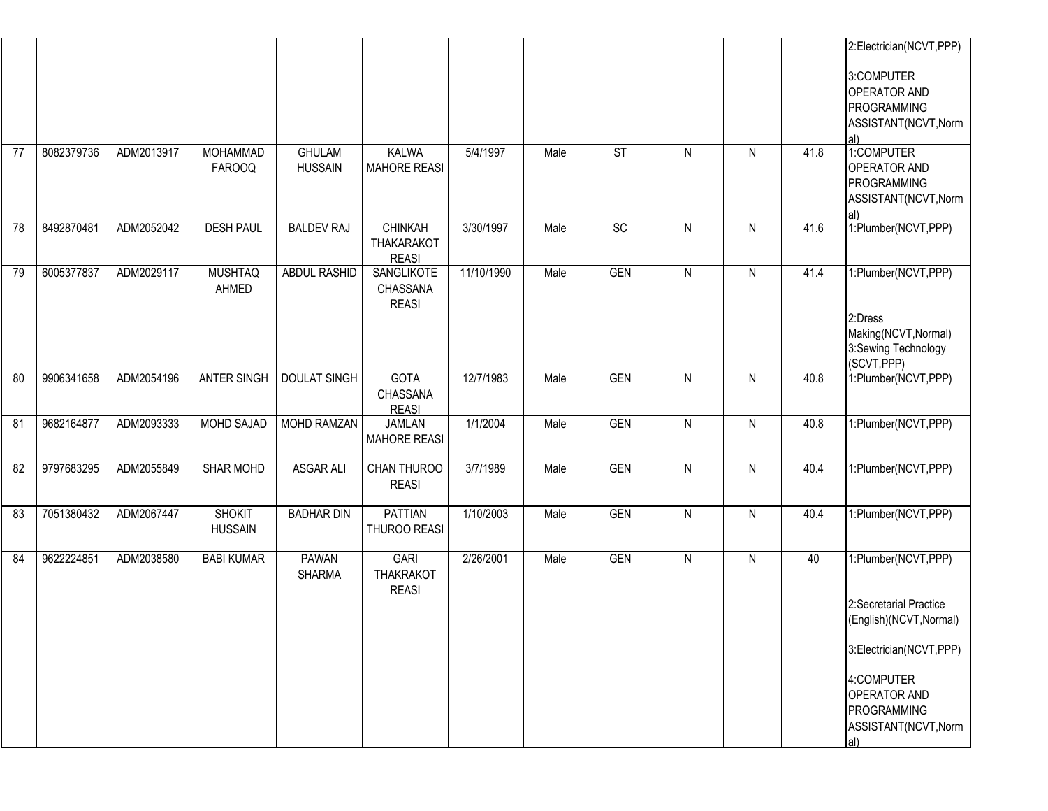| | | | | | | | | | | | | |
|---|---|---|---|---|---|---|---|---|---|---|---|---|
| | | | | | | | | | | | | 2:Electrician(NCVT,PPP) 3:COMPUTER OPERATOR AND PROGRAMMING ASSISTANT(NCVT,Normal) |
| 77 | 8082379736 | ADM2013917 | MOHAMMAD FAROOQ | GHULAM HUSSAIN | KALWA MAHORE REASI | 5/4/1997 | Male | ST | N | N | 41.8 | 1:COMPUTER OPERATOR AND PROGRAMMING ASSISTANT(NCVT,Normal) |
| 78 | 8492870481 | ADM2052042 | DESH PAUL | BALDEV RAJ | CHINKAH THAKARAKOT REASI | 3/30/1997 | Male | SC | N | N | 41.6 | 1:Plumber(NCVT,PPP) |
| 79 | 6005377837 | ADM2029117 | MUSHTAQ AHMED | ABDUL RASHID | SANGLIKOTE CHASSANA REASI | 11/10/1990 | Male | GEN | N | N | 41.4 | 1:Plumber(NCVT,PPP) 2:Dress Making(NCVT,Normal) 3:Sewing Technology (SCVT,PPP) |
| 80 | 9906341658 | ADM2054196 | ANTER SINGH | DOULAT SINGH | GOTA CHASSANA REASI | 12/7/1983 | Male | GEN | N | N | 40.8 | 1:Plumber(NCVT,PPP) |
| 81 | 9682164877 | ADM2093333 | MOHD SAJAD | MOHD RAMZAN | JAMLAN MAHORE REASI | 1/1/2004 | Male | GEN | N | N | 40.8 | 1:Plumber(NCVT,PPP) |
| 82 | 9797683295 | ADM2055849 | SHAR MOHD | ASGAR ALI | CHAN THUROO REASI | 3/7/1989 | Male | GEN | N | N | 40.4 | 1:Plumber(NCVT,PPP) |
| 83 | 7051380432 | ADM2067447 | SHOKIT HUSSAIN | BADHAR DIN | PATTIAN THUROO REASI | 1/10/2003 | Male | GEN | N | N | 40.4 | 1:Plumber(NCVT,PPP) |
| 84 | 9622224851 | ADM2038580 | BABI KUMAR | PAWAN SHARMA | GARI THAKRAKOT REASI | 2/26/2001 | Male | GEN | N | N | 40 | 1:Plumber(NCVT,PPP) 2:Secretarial Practice (English)(NCVT,Normal) 3:Electrician(NCVT,PPP) 4:COMPUTER OPERATOR AND PROGRAMMING ASSISTANT(NCVT,Normal) |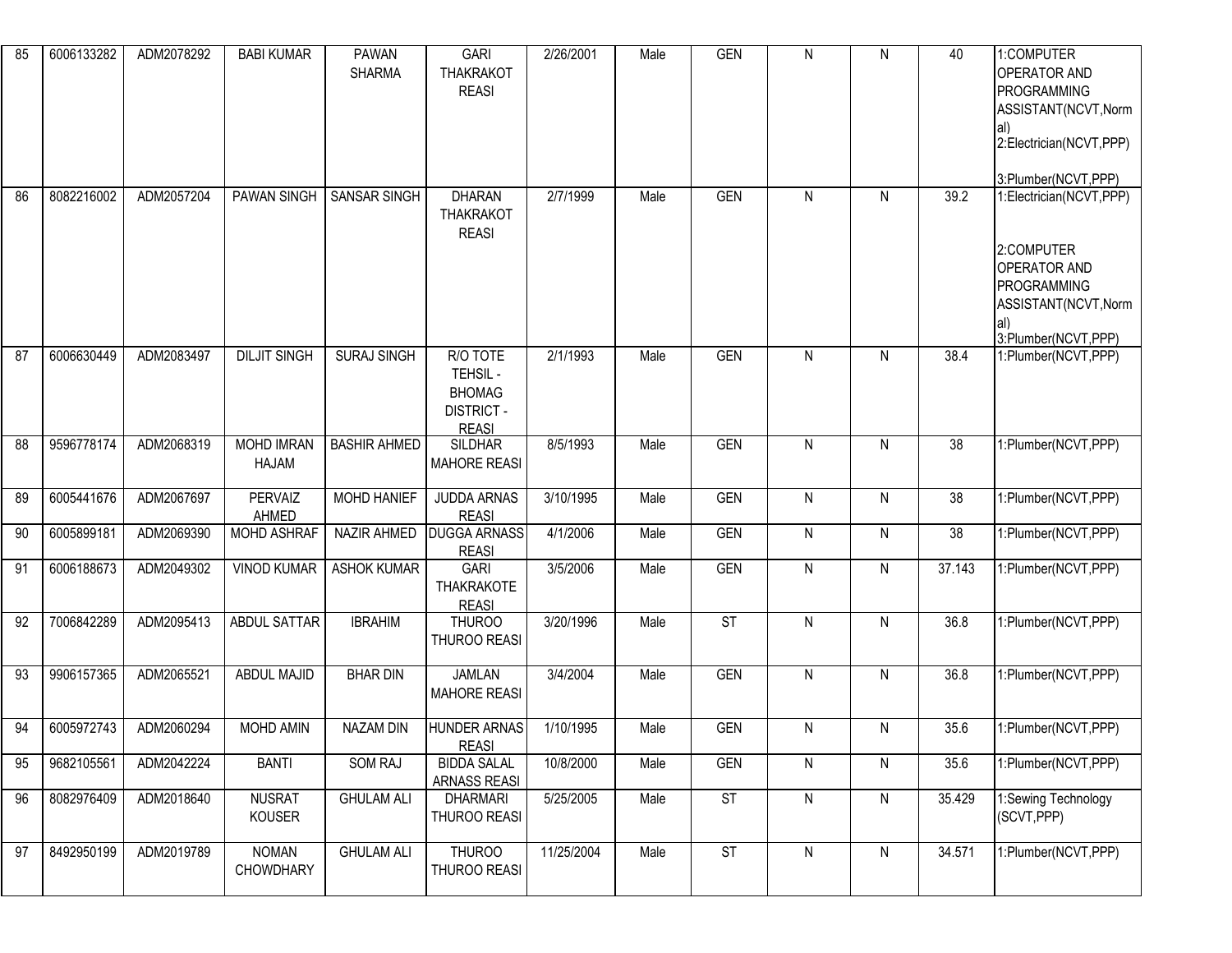| 85 | 6006133282 | ADM2078292 | BABI KUMAR | PAWAN SHARMA | GARI THAKRAKOT REASI | 2/26/2001 | Male | GEN | N | N | 40 | 1:COMPUTER OPERATOR AND PROGRAMMING ASSISTANT(NCVT,Normal) 2:Electrician(NCVT,PPP) 3:Plumber(NCVT,PPP) |
|---|---|---|---|---|---|---|---|---|---|---|---|---|
| 86 | 8082216002 | ADM2057204 | PAWAN SINGH | SANSAR SINGH | DHARAN THAKRAKOT REASI | 2/7/1999 | Male | GEN | N | N | 39.2 | 1:Electrician(NCVT,PPP) 2:COMPUTER OPERATOR AND PROGRAMMING ASSISTANT(NCVT,Normal) 3:Plumber(NCVT,PPP) |
| 87 | 6006630449 | ADM2083497 | DILJIT SINGH | SURAJ SINGH | R/O TOTE TEHSIL - BHOMAG DISTRICT - REASI | 2/1/1993 | Male | GEN | N | N | 38.4 | 1:Plumber(NCVT,PPP) |
| 88 | 9596778174 | ADM2068319 | MOHD IMRAN HAJAM | BASHIR AHMED | SILDHAR MAHORE REASI | 8/5/1993 | Male | GEN | N | N | 38 | 1:Plumber(NCVT,PPP) |
| 89 | 6005441676 | ADM2067697 | PERVAIZ AHMED | MOHD HANIEF | JUDDA ARNAS REASI | 3/10/1995 | Male | GEN | N | N | 38 | 1:Plumber(NCVT,PPP) |
| 90 | 6005899181 | ADM2069390 | MOHD ASHRAF | NAZIR AHMED | DUGGA ARNASS REASI | 4/1/2006 | Male | GEN | N | N | 38 | 1:Plumber(NCVT,PPP) |
| 91 | 6006188673 | ADM2049302 | VINOD KUMAR | ASHOK KUMAR | GARI THAKRAKOTE REASI | 3/5/2006 | Male | GEN | N | N | 37.143 | 1:Plumber(NCVT,PPP) |
| 92 | 7006842289 | ADM2095413 | ABDUL SATTAR | IBRAHIM | THUROO THUROO REASI | 3/20/1996 | Male | ST | N | N | 36.8 | 1:Plumber(NCVT,PPP) |
| 93 | 9906157365 | ADM2065521 | ABDUL MAJID | BHAR DIN | JAMLAN MAHORE REASI | 3/4/2004 | Male | GEN | N | N | 36.8 | 1:Plumber(NCVT,PPP) |
| 94 | 6005972743 | ADM2060294 | MOHD AMIN | NAZAM DIN | HUNDER ARNAS REASI | 1/10/1995 | Male | GEN | N | N | 35.6 | 1:Plumber(NCVT,PPP) |
| 95 | 9682105561 | ADM2042224 | BANTI | SOM RAJ | BIDDA SALAL ARNASS REASI | 10/8/2000 | Male | GEN | N | N | 35.6 | 1:Plumber(NCVT,PPP) |
| 96 | 8082976409 | ADM2018640 | NUSRAT KOUSER | GHULAM ALI | DHARMARI THUROO REASI | 5/25/2005 | Male | ST | N | N | 35.429 | 1:Sewing Technology (SCVT,PPP) |
| 97 | 8492950199 | ADM2019789 | NOMAN CHOWDHARY | GHULAM ALI | THUROO THUROO REASI | 11/25/2004 | Male | ST | N | N | 34.571 | 1:Plumber(NCVT,PPP) |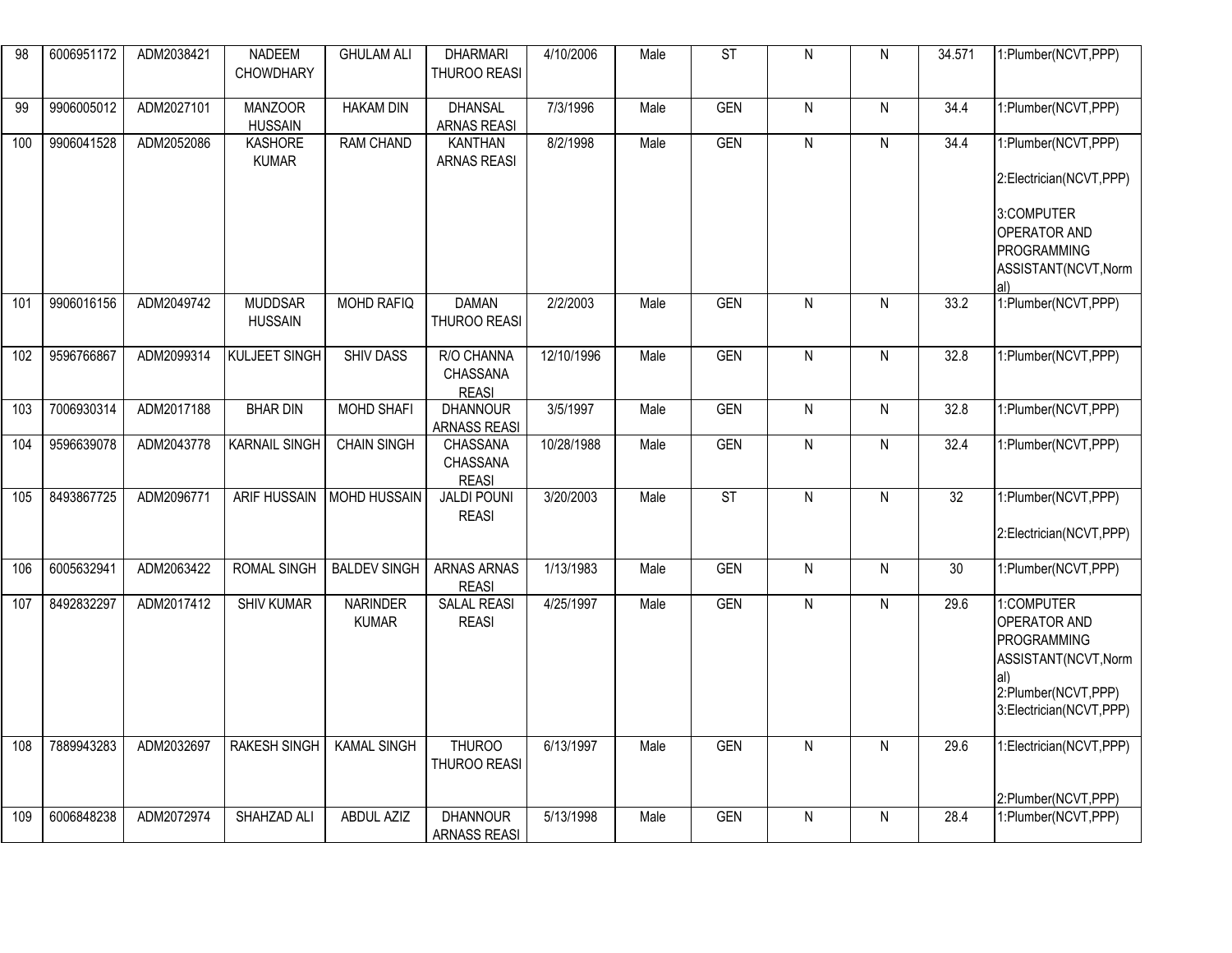| 98 | 6006951172 | ADM2038421 | NADEEM CHOWDHARY | GHULAM ALI | DHARMARI THUROO REASI | 4/10/2006 | Male | ST | N | N | 34.571 | 1:Plumber(NCVT,PPP) |
|---|---|---|---|---|---|---|---|---|---|---|---|---|
| 99 | 9906005012 | ADM2027101 | MANZOOR HUSSAIN | HAKAM DIN | DHANSAL ARNAS REASI | 7/3/1996 | Male | GEN | N | N | 34.4 | 1:Plumber(NCVT,PPP) |
| 100 | 9906041528 | ADM2052086 | KASHORE KUMAR | RAM CHAND | KANTHAN ARNAS REASI | 8/2/1998 | Male | GEN | N | N | 34.4 | 1:Plumber(NCVT,PPP) 2:Electrician(NCVT,PPP) 3:COMPUTER OPERATOR AND PROGRAMMING ASSISTANT(NCVT,Normal) |
| 101 | 9906016156 | ADM2049742 | MUDDSAR HUSSAIN | MOHD RAFIQ | DAMAN THUROO REASI | 2/2/2003 | Male | GEN | N | N | 33.2 | 1:Plumber(NCVT,PPP) |
| 102 | 9596766867 | ADM2099314 | KULJEET SINGH | SHIV DASS | R/O CHANNA CHASSANA REASI | 12/10/1996 | Male | GEN | N | N | 32.8 | 1:Plumber(NCVT,PPP) |
| 103 | 7006930314 | ADM2017188 | BHAR DIN | MOHD SHAFI | DHANNOUR ARNASS REASI | 3/5/1997 | Male | GEN | N | N | 32.8 | 1:Plumber(NCVT,PPP) |
| 104 | 9596639078 | ADM2043778 | KARNAIL SINGH | CHAIN SINGH | CHASSANA CHASSANA REASI | 10/28/1988 | Male | GEN | N | N | 32.4 | 1:Plumber(NCVT,PPP) |
| 105 | 8493867725 | ADM2096771 | ARIF HUSSAIN | MOHD HUSSAIN | JALDI POUNI REASI | 3/20/2003 | Male | ST | N | N | 32 | 1:Plumber(NCVT,PPP) 2:Electrician(NCVT,PPP) |
| 106 | 6005632941 | ADM2063422 | ROMAL SINGH | BALDEV SINGH | ARNAS ARNAS REASI | 1/13/1983 | Male | GEN | N | N | 30 | 1:Plumber(NCVT,PPP) |
| 107 | 8492832297 | ADM2017412 | SHIV KUMAR | NARINDER KUMAR | SALAL REASI REASI | 4/25/1997 | Male | GEN | N | N | 29.6 | 1:COMPUTER OPERATOR AND PROGRAMMING ASSISTANT(NCVT,Normal) 2:Plumber(NCVT,PPP) 3:Electrician(NCVT,PPP) |
| 108 | 7889943283 | ADM2032697 | RAKESH SINGH | KAMAL SINGH | THUROO THUROO REASI | 6/13/1997 | Male | GEN | N | N | 29.6 | 1:Electrician(NCVT,PPP) 2:Plumber(NCVT,PPP) |
| 109 | 6006848238 | ADM2072974 | SHAHZAD ALI | ABDUL AZIZ | DHANNOUR ARNASS REASI | 5/13/1998 | Male | GEN | N | N | 28.4 | 1:Plumber(NCVT,PPP) |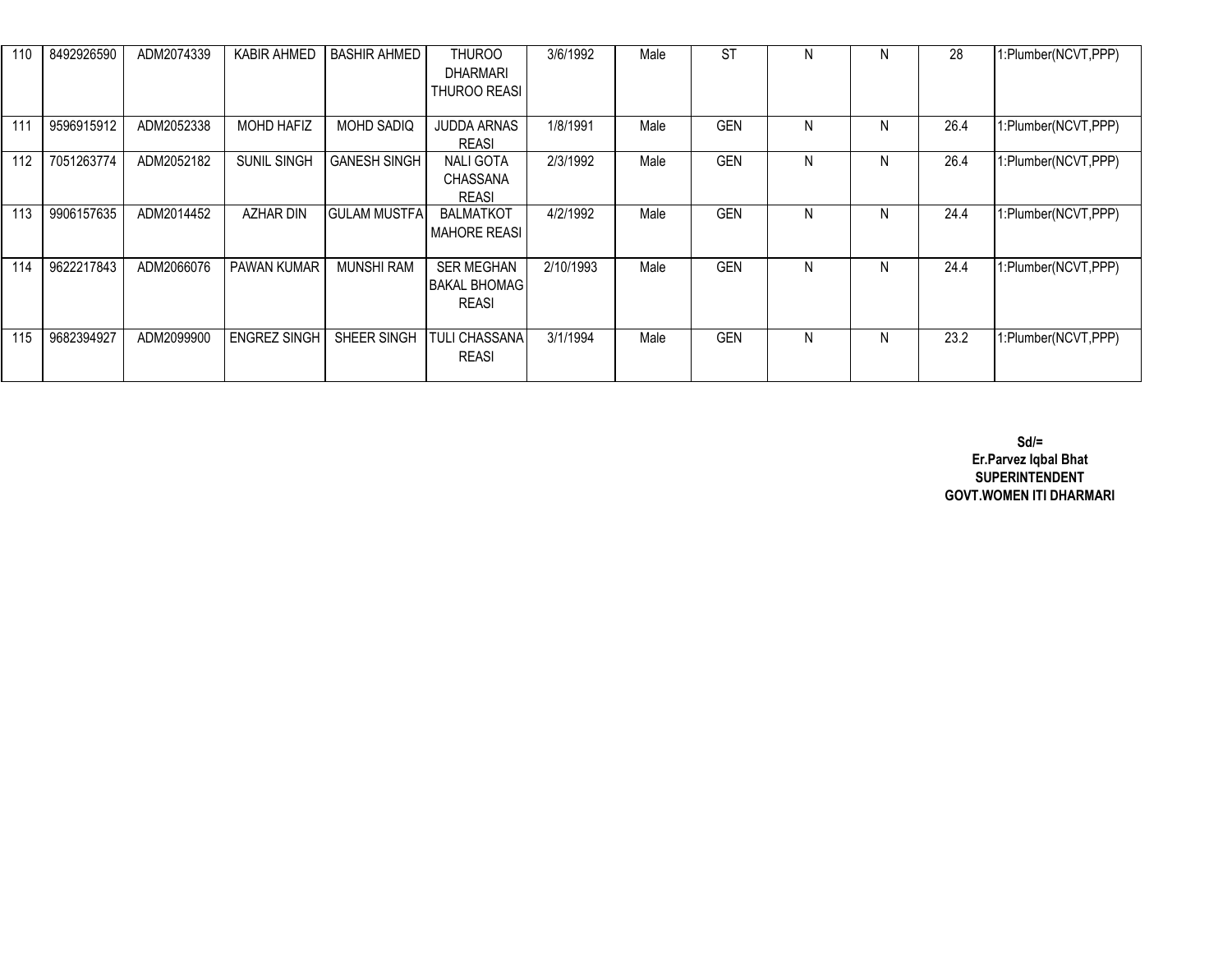| | | | | | | | | | | | | |
|---|---|---|---|---|---|---|---|---|---|---|---|---|
| 110 | 8492926590 | ADM2074339 | KABIR AHMED | BASHIR AHMED | THUROO DHARMARI THUROO REASI | 3/6/1992 | Male | ST | N | N | 28 | 1:Plumber(NCVT,PPP) |
| 111 | 9596915912 | ADM2052338 | MOHD HAFIZ | MOHD SADIQ | JUDDA ARNAS REASI | 1/8/1991 | Male | GEN | N | N | 26.4 | 1:Plumber(NCVT,PPP) |
| 112 | 7051263774 | ADM2052182 | SUNIL SINGH | GANESH SINGH | NALI GOTA CHASSANA REASI | 2/3/1992 | Male | GEN | N | N | 26.4 | 1:Plumber(NCVT,PPP) |
| 113 | 9906157635 | ADM2014452 | AZHAR DIN | GULAM MUSTFA | BALMATKOT MAHORE REASI | 4/2/1992 | Male | GEN | N | N | 24.4 | 1:Plumber(NCVT,PPP) |
| 114 | 9622217843 | ADM2066076 | PAWAN KUMAR | MUNSHI RAM | SER MEGHAN BAKAL BHOMAG REASI | 2/10/1993 | Male | GEN | N | N | 24.4 | 1:Plumber(NCVT,PPP) |
| 115 | 9682394927 | ADM2099900 | ENGREZ SINGH | SHEER SINGH | TULI CHASSANA REASI | 3/1/1994 | Male | GEN | N | N | 23.2 | 1:Plumber(NCVT,PPP) |

**Sd/=**
**Er.Parvez Iqbal Bhat**
**SUPERINTENDENT**
**GOVT.WOMEN ITI DHARMARI**